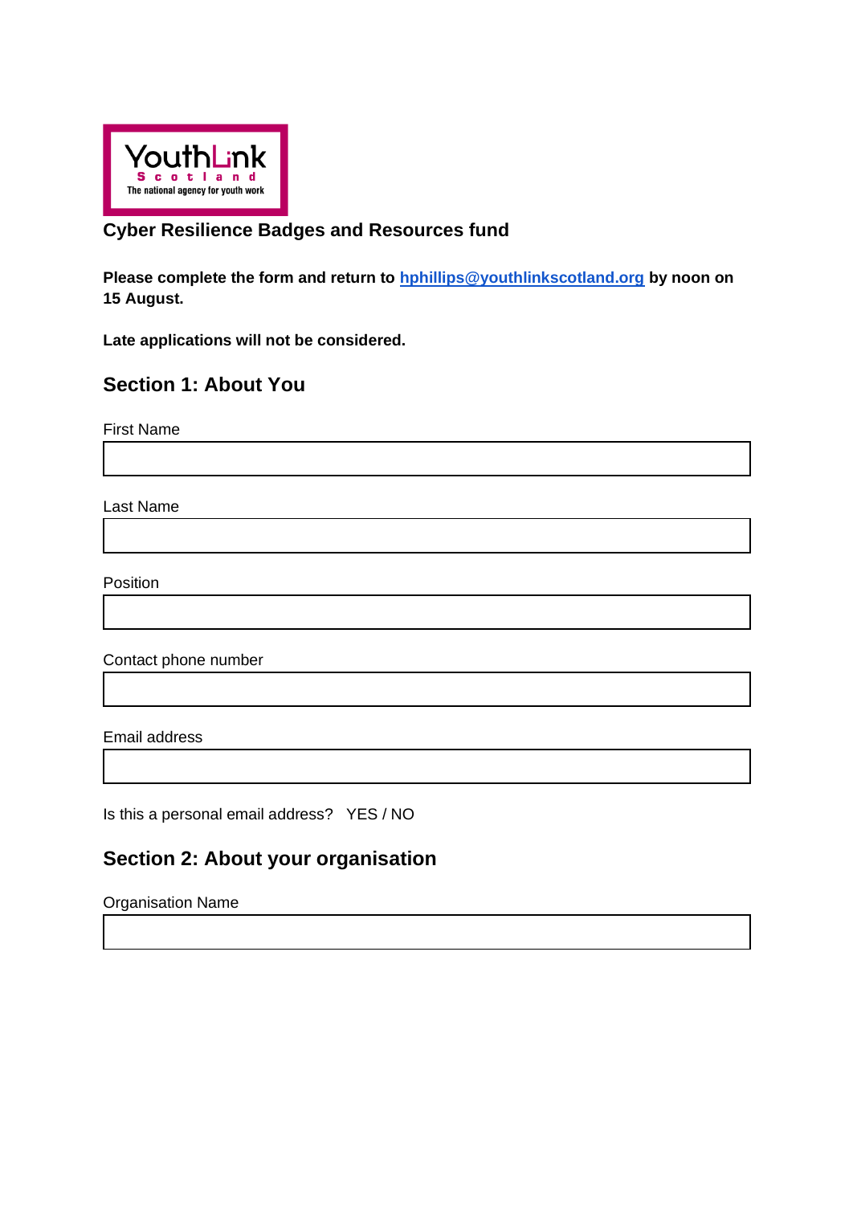YouthLink Scotland
The national agency for youth work

# Cyber Resilience Badges and Resources fund

**Please complete the form and return to [hphillips@youthlinkscotland.org](mailto:hphillips@youthlinkscotland.org) by noon on 15 August.**

**Late applications will not be considered.**

## Section 1: About You

First Name

Last Name

Position

Contact phone number

Email address

Is this a personal email address? YES / NO

## Section 2: About your organisation

Organisation Name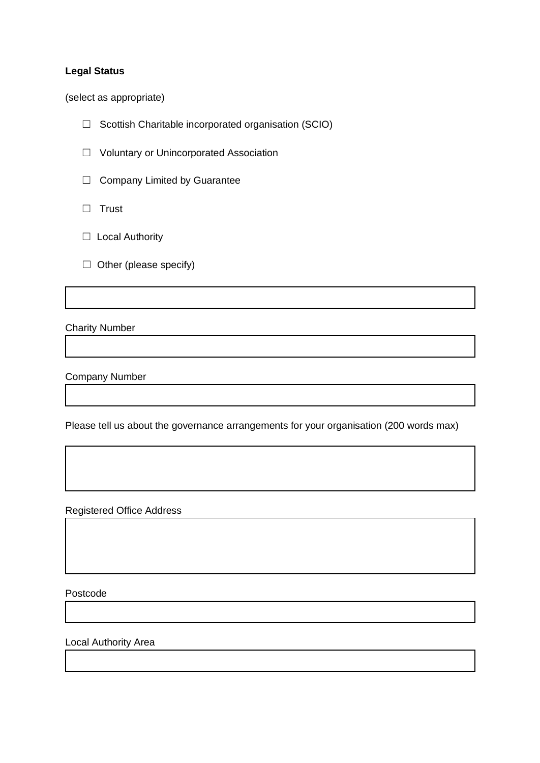**Legal Status**

(select as appropriate)

- ☐ Scottish Charitable incorporated organisation (SCIO)
- ☐ Voluntary or Unincorporated Association
- ☐ Company Limited by Guarantee
- ☐ Trust
- ☐ Local Authority
- ☐ Other (please specify)

Charity Number

Company Number

Please tell us about the governance arrangements for your organisation (200 words max)

Registered Office Address

Postcode

Local Authority Area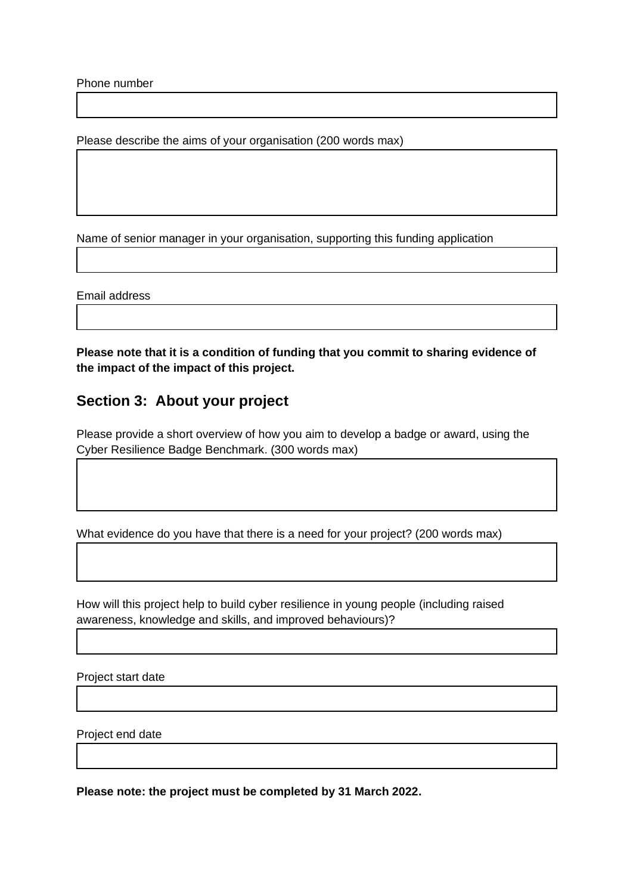Phone number

Please describe the aims of your organisation (200 words max)

Name of senior manager in your organisation, supporting this funding application

Email address

**Please note that it is a condition of funding that you commit to sharing evidence of the impact of the impact of this project.**

## Section 3: About your project

Please provide a short overview of how you aim to develop a badge or award, using the Cyber Resilience Badge Benchmark. (300 words max)

What evidence do you have that there is a need for your project? (200 words max)

How will this project help to build cyber resilience in young people (including raised awareness, knowledge and skills, and improved behaviours)?

Project start date

Project end date

**Please note: the project must be completed by 31 March 2022.**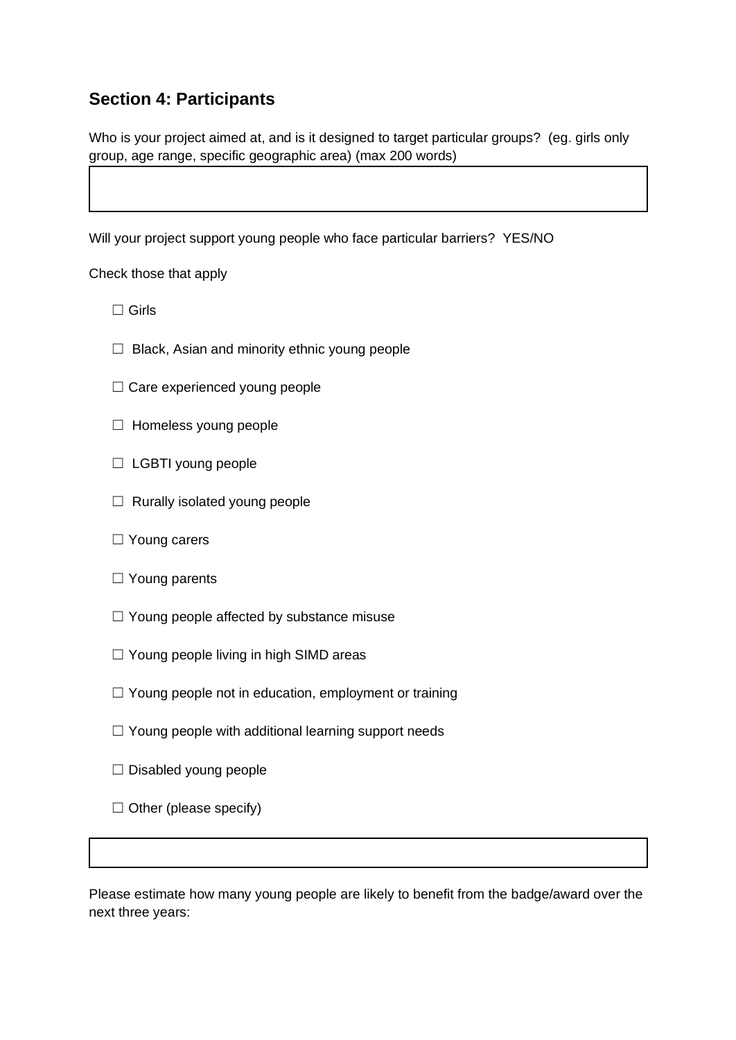## Section 4: Participants

Who is your project aimed at, and is it designed to target particular groups? (eg. girls only group, age range, specific geographic area) (max 200 words)

| |
|---|
| |

Will your project support young people who face particular barriers? YES/NO

Check those that apply

- ☐ Girls
- ☐ Black, Asian and minority ethnic young people
- ☐ Care experienced young people
- ☐ Homeless young people
- ☐ LGBTI young people
- ☐ Rurally isolated young people
- ☐ Young carers
- ☐ Young parents
- ☐ Young people affected by substance misuse
- ☐ Young people living in high SIMD areas
- ☐ Young people not in education, employment or training
- ☐ Young people with additional learning support needs
- ☐ Disabled young people
- ☐ Other (please specify)

| |
|---|
| |

Please estimate how many young people are likely to benefit from the badge/award over the next three years: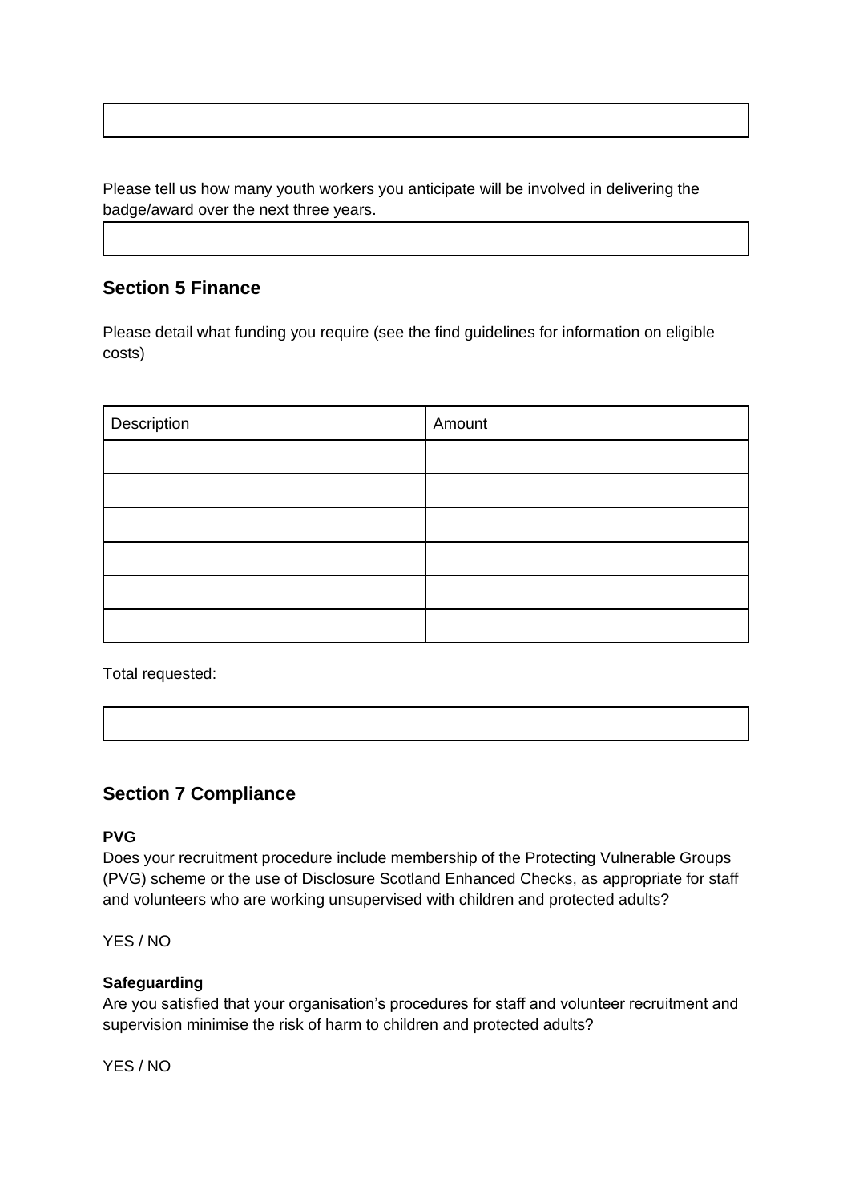Please tell us how many youth workers you anticipate will be involved in delivering the badge/award over the next three years.

## Section 5 Finance

Please detail what funding you require (see the find guidelines for information on eligible costs)

| Description | Amount |
| --- | --- |
| | |
| | |
| | |
| | |
| | |
| | |

Total requested:

## Section 7 Compliance

**PVG**

Does your recruitment procedure include membership of the Protecting Vulnerable Groups (PVG) scheme or the use of Disclosure Scotland Enhanced Checks, as appropriate for staff and volunteers who are working unsupervised with children and protected adults?

YES / NO

**Safeguarding**

Are you satisfied that your organisation's procedures for staff and volunteer recruitment and supervision minimise the risk of harm to children and protected adults?

YES / NO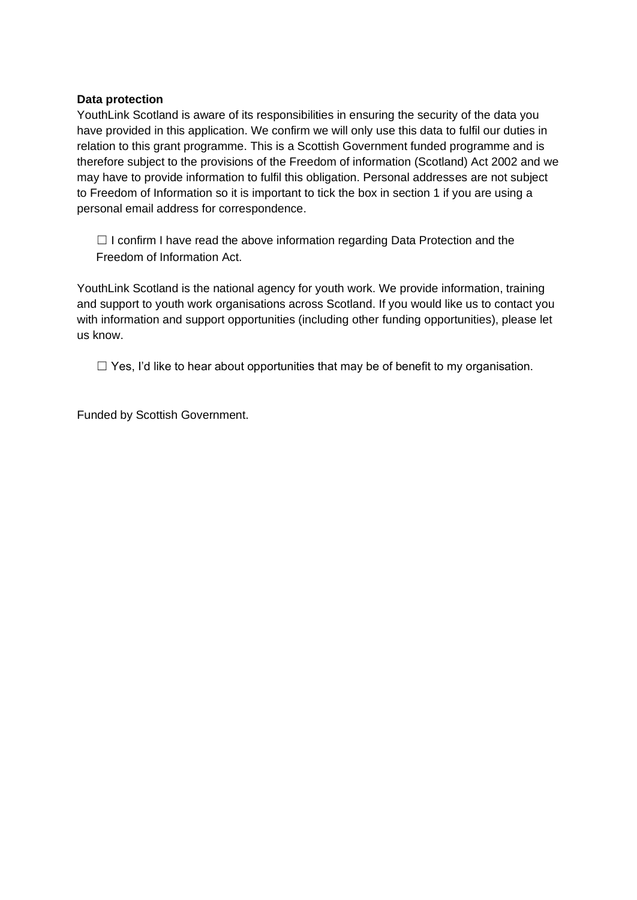**Data protection**

YouthLink Scotland is aware of its responsibilities in ensuring the security of the data you have provided in this application. We confirm we will only use this data to fulfil our duties in relation to this grant programme. This is a Scottish Government funded programme and is therefore subject to the provisions of the Freedom of information (Scotland) Act 2002 and we may have to provide information to fulfil this obligation. Personal addresses are not subject to Freedom of Information so it is important to tick the box in section 1 if you are using a personal email address for correspondence.

☐ I confirm I have read the above information regarding Data Protection and the Freedom of Information Act.

YouthLink Scotland is the national agency for youth work. We provide information, training and support to youth work organisations across Scotland. If you would like us to contact you with information and support opportunities (including other funding opportunities), please let us know.

☐ Yes, I'd like to hear about opportunities that may be of benefit to my organisation.

Funded by Scottish Government.